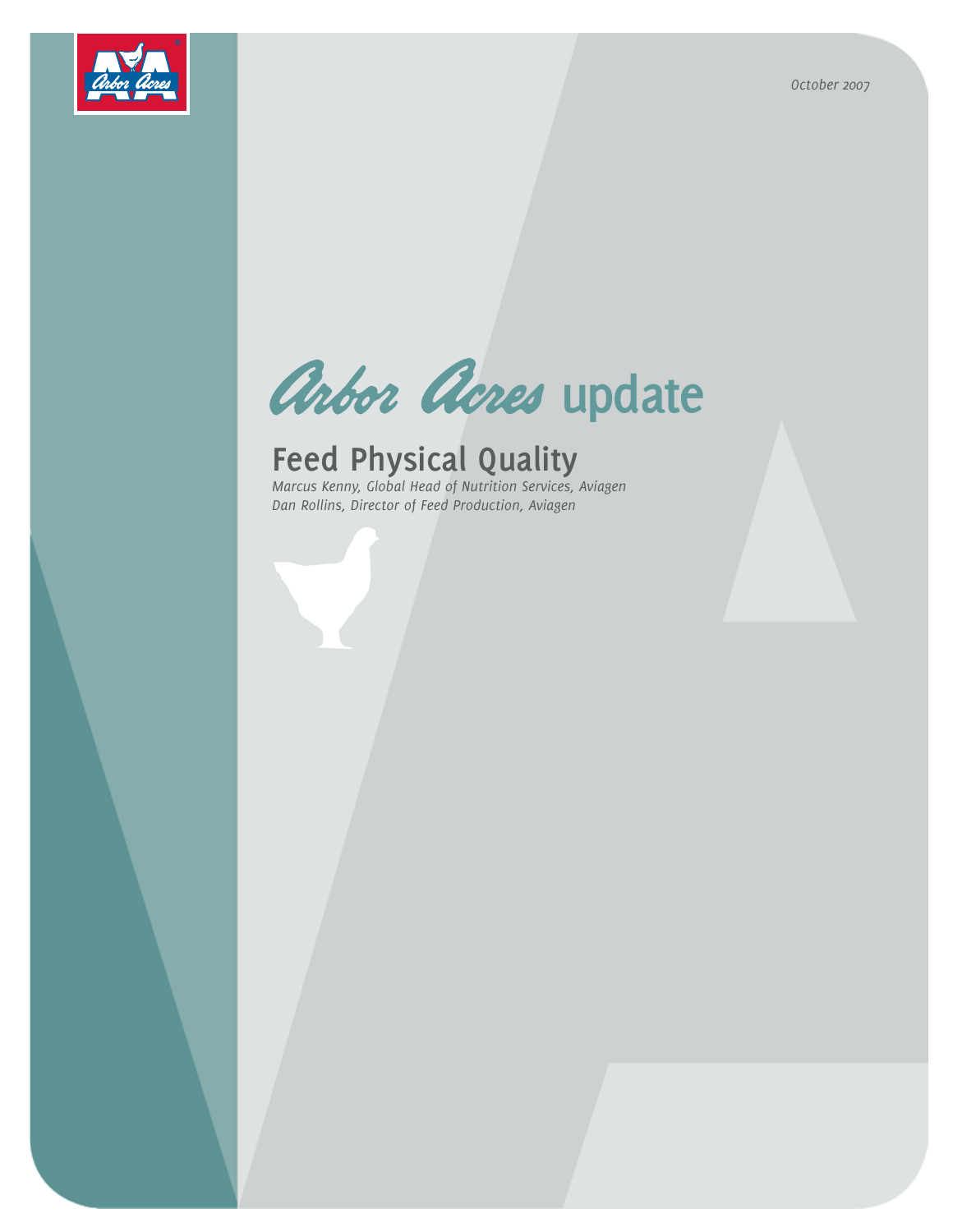October 2007

# Arbor Acres update

## Feed Physical Quality

*Marcus Kenny, Global Head of Nutrition Services, Aviagen*
*Dan Rollins, Director of Feed Production, Aviagen*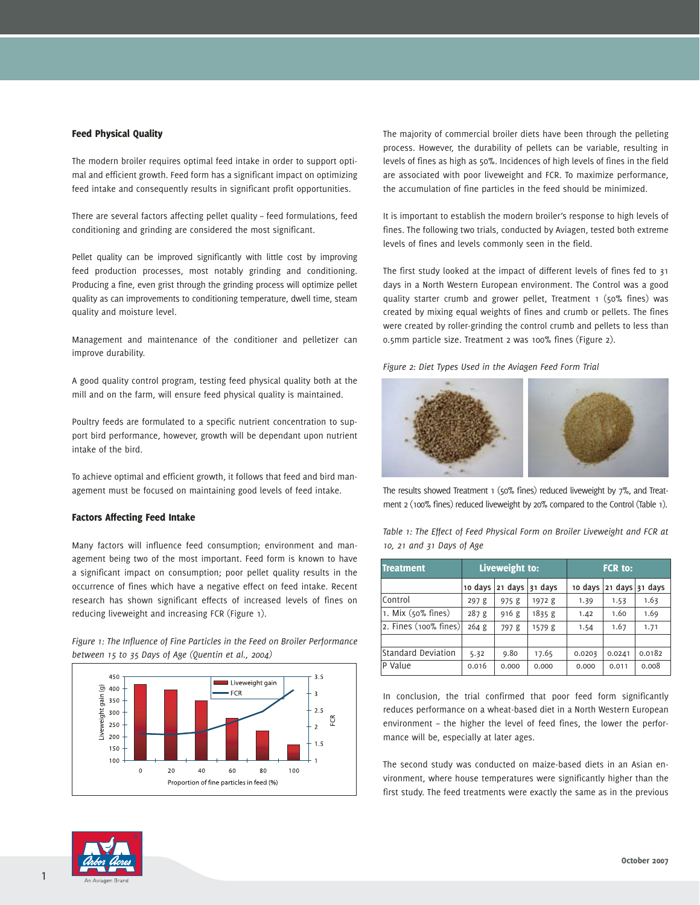## Feed Physical Quality

The modern broiler requires optimal feed intake in order to support optimal and efficient growth. Feed form has a significant impact on optimizing feed intake and consequently results in significant profit opportunities.

There are several factors affecting pellet quality – feed formulations, feed conditioning and grinding are considered the most significant.

Pellet quality can be improved significantly with little cost by improving feed production processes, most notably grinding and conditioning. Producing a fine, even grist through the grinding process will optimize pellet quality as can improvements to conditioning temperature, dwell time, steam quality and moisture level.

Management and maintenance of the conditioner and pelletizer can improve durability.

A good quality control program, testing feed physical quality both at the mill and on the farm, will ensure feed physical quality is maintained.

Poultry feeds are formulated to a specific nutrient concentration to support bird performance, however, growth will be dependant upon nutrient intake of the bird.

To achieve optimal and efficient growth, it follows that feed and bird management must be focused on maintaining good levels of feed intake.

## Factors Affecting Feed Intake

Many factors will influence feed consumption; environment and management being two of the most important. Feed form is known to have a significant impact on consumption; poor pellet quality results in the occurrence of fines which have a negative effect on feed intake. Recent research has shown significant effects of increased levels of fines on reducing liveweight and increasing FCR (Figure 1).

*Figure 1: The Influence of Fine Particles in the Feed on Broiler Performance between 15 to 35 Days of Age (Quentin et al., 2004)*

The majority of commercial broiler diets have been through the pelleting process. However, the durability of pellets can be variable, resulting in levels of fines as high as 50%. Incidences of high levels of fines in the field are associated with poor liveweight and FCR. To maximize performance, the accumulation of fine particles in the feed should be minimized.

It is important to establish the modern broiler's response to high levels of fines. The following two trials, conducted by Aviagen, tested both extreme levels of fines and levels commonly seen in the field.

The first study looked at the impact of different levels of fines fed to 31 days in a North Western European environment. The Control was a good quality starter crumb and grower pellet, Treatment 1 (50% fines) was created by mixing equal weights of fines and crumb or pellets. The fines were created by roller-grinding the control crumb and pellets to less than 0.5mm particle size. Treatment 2 was 100% fines (Figure 2).

*Figure 2: Diet Types Used in the Aviagen Feed Form Trial*

The results showed Treatment 1 (50% fines) reduced liveweight by 7%, and Treatment 2 (100% fines) reduced liveweight by 20% compared to the Control (Table 1).

*Table 1: The Effect of Feed Physical Form on Broiler Liveweight and FCR at 10, 21 and 31 Days of Age*

| Treatment | Liveweight to: | | | FCR to: | | |
|---|---|---|---|---|---|---|
| | 10 days | 21 days | 31 days | 10 days | 21 days | 31 days |
| Control | 297 g | 975 g | 1972 g | 1.39 | 1.53 | 1.63 |
| 1. Mix (50% fines) | 287 g | 916 g | 1835 g | 1.42 | 1.60 | 1.69 |
| 2. Fines (100% fines) | 264 g | 797 g | 1579 g | 1.54 | 1.67 | 1.71 |
| | | | | | | |
| Standard Deviation | 5.32 | 9.80 | 17.65 | 0.0203 | 0.0241 | 0.0182 |
| P Value | 0.016 | 0.000 | 0.000 | 0.000 | 0.011 | 0.008 |

In conclusion, the trial confirmed that poor feed form significantly reduces performance on a wheat-based diet in a North Western European environment – the higher the level of feed fines, the lower the performance will be, especially at later ages.

The second study was conducted on maize-based diets in an Asian environment, where house temperatures were significantly higher than the first study. The feed treatments were exactly the same as in the previous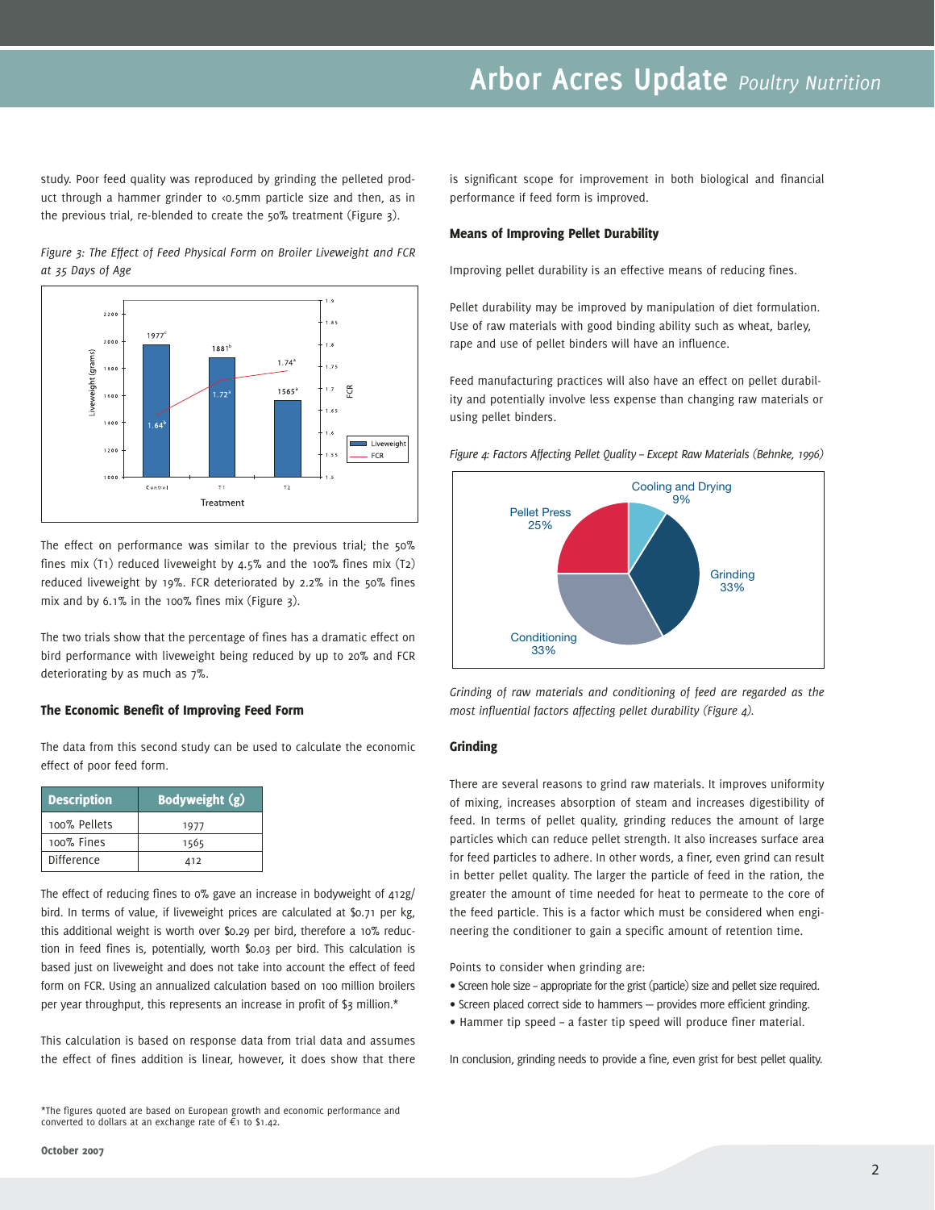study. Poor feed quality was reproduced by grinding the pelleted product through a hammer grinder to <0.5mm particle size and then, as in the previous trial, re-blended to create the 50% treatment (Figure 3).

*Figure 3: The Effect of Feed Physical Form on Broiler Liveweight and FCR at 35 Days of Age*

The effect on performance was similar to the previous trial; the 50% fines mix (T1) reduced liveweight by 4.5% and the 100% fines mix (T2) reduced liveweight by 19%. FCR deteriorated by 2.2% in the 50% fines mix and by 6.1% in the 100% fines mix (Figure 3).

The two trials show that the percentage of fines has a dramatic effect on bird performance with liveweight being reduced by up to 20% and FCR deteriorating by as much as 7%.

### The Economic Benefit of Improving Feed Form

The data from this second study can be used to calculate the economic effect of poor feed form.

| Description | Bodyweight (g) |
|---|---|
| 100% Pellets | 1977 |
| 100% Fines | 1565 |
| Difference | 412 |

The effect of reducing fines to 0% gave an increase in bodyweight of 412g/bird. In terms of value, if liveweight prices are calculated at $0.71 per kg, this additional weight is worth over $0.29 per bird, therefore a 10% reduction in feed fines is, potentially, worth $0.03 per bird. This calculation is based just on liveweight and does not take into account the effect of feed form on FCR. Using an annualized calculation based on 100 million broilers per year throughput, this represents an increase in profit of $3 million.*

This calculation is based on response data from trial data and assumes the effect of fines addition is linear, however, it does show that there is significant scope for improvement in both biological and financial performance if feed form is improved.

### Means of Improving Pellet Durability

Improving pellet durability is an effective means of reducing fines.

Pellet durability may be improved by manipulation of diet formulation. Use of raw materials with good binding ability such as wheat, barley, rape and use of pellet binders will have an influence.

Feed manufacturing practices will also have an effect on pellet durability and potentially involve less expense than changing raw materials or using pellet binders.

*Figure 4: Factors Affecting Pellet Quality – Except Raw Materials (Behnke, 1996)*

*Grinding of raw materials and conditioning of feed are regarded as the most influential factors affecting pellet durability (Figure 4).*

### Grinding

There are several reasons to grind raw materials. It improves uniformity of mixing, increases absorption of steam and increases digestibility of feed. In terms of pellet quality, grinding reduces the amount of large particles which can reduce pellet strength. It also increases surface area for feed particles to adhere. In other words, a finer, even grind can result in better pellet quality. The larger the particle of feed in the ration, the greater the amount of time needed for heat to permeate to the core of the feed particle. This is a factor which must be considered when engineering the conditioner to gain a specific amount of retention time.

Points to consider when grinding are:

- Screen hole size – appropriate for the grist (particle) size and pellet size required.
- Screen placed correct side to hammers — provides more efficient grinding.
- Hammer tip speed – a faster tip speed will produce finer material.

In conclusion, grinding needs to provide a fine, even grist for best pellet quality.

*The figures quoted are based on European growth and economic performance and converted to dollars at an exchange rate of €1 to $1.42.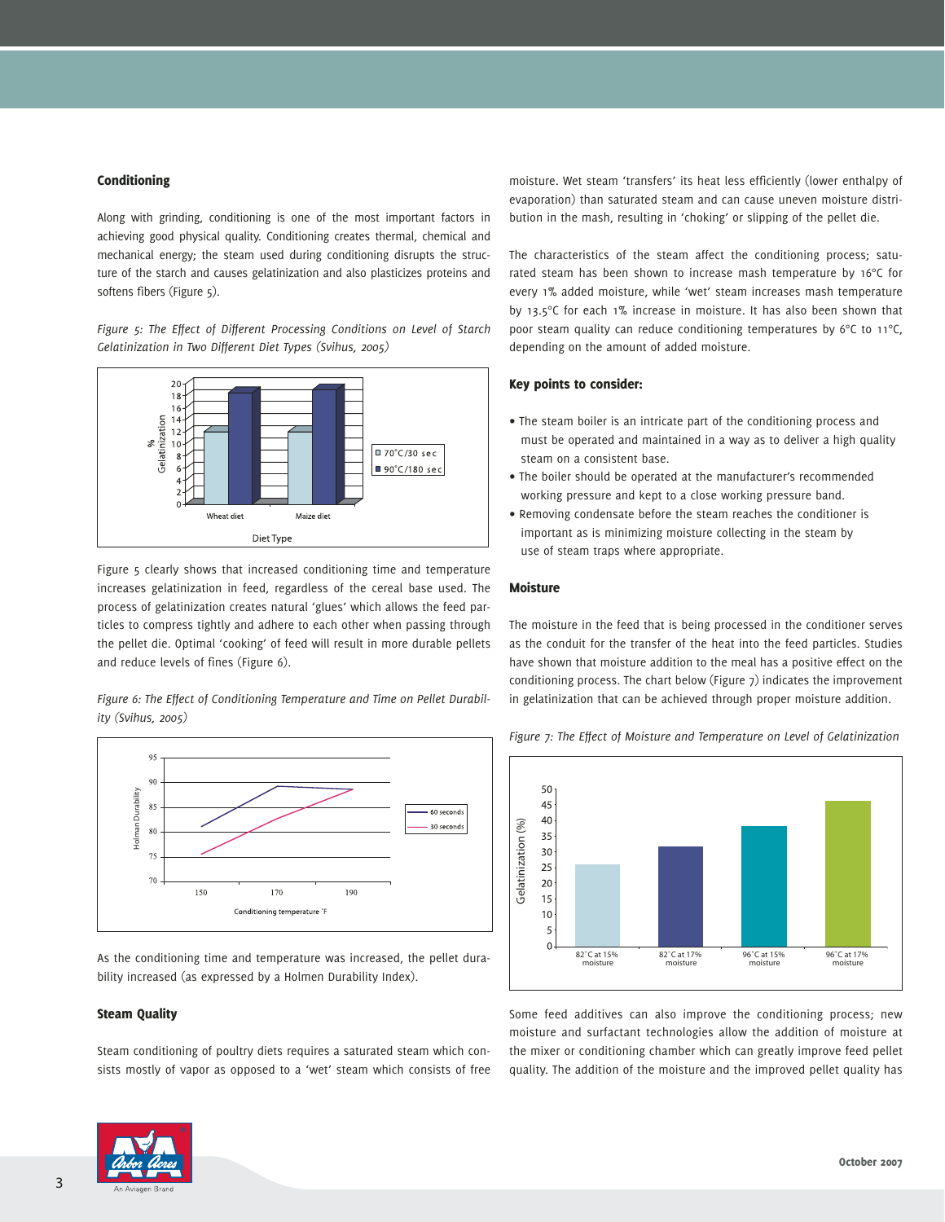### Conditioning

Along with grinding, conditioning is one of the most important factors in achieving good physical quality. Conditioning creates thermal, chemical and mechanical energy; the steam used during conditioning disrupts the structure of the starch and causes gelatinization and also plasticizes proteins and softens fibers (Figure 5).

*Figure 5: The Effect of Different Processing Conditions on Level of Starch Gelatinization in Two Different Diet Types (Svihus, 2005)*

Figure 5 clearly shows that increased conditioning time and temperature increases gelatinization in feed, regardless of the cereal base used. The process of gelatinization creates natural 'glues' which allows the feed particles to compress tightly and adhere to each other when passing through the pellet die. Optimal 'cooking' of feed will result in more durable pellets and reduce levels of fines (Figure 6).

*Figure 6: The Effect of Conditioning Temperature and Time on Pellet Durability (Svihus, 2005)*

As the conditioning time and temperature was increased, the pellet durability increased (as expressed by a Holmen Durability Index).

### Steam Quality

Steam conditioning of poultry diets requires a saturated steam which consists mostly of vapor as opposed to a 'wet' steam which consists of free moisture. Wet steam 'transfers' its heat less efficiently (lower enthalpy of evaporation) than saturated steam and can cause uneven moisture distribution in the mash, resulting in 'choking' or slipping of the pellet die.

The characteristics of the steam affect the conditioning process; saturated steam has been shown to increase mash temperature by 16°C for every 1% added moisture, while 'wet' steam increases mash temperature by 13.5°C for each 1% increase in moisture. It has also been shown that poor steam quality can reduce conditioning temperatures by 6°C to 11°C, depending on the amount of added moisture.

### Key points to consider:

- The steam boiler is an intricate part of the conditioning process and must be operated and maintained in a way as to deliver a high quality steam on a consistent base.
- The boiler should be operated at the manufacturer's recommended working pressure and kept to a close working pressure band.
- Removing condensate before the steam reaches the conditioner is important as is minimizing moisture collecting in the steam by use of steam traps where appropriate.

### Moisture

The moisture in the feed that is being processed in the conditioner serves as the conduit for the transfer of the heat into the feed particles. Studies have shown that moisture addition to the meal has a positive effect on the conditioning process. The chart below (Figure 7) indicates the improvement in gelatinization that can be achieved through proper moisture addition.

*Figure 7: The Effect of Moisture and Temperature on Level of Gelatinization*

Some feed additives can also improve the conditioning process; new moisture and surfactant technologies allow the addition of moisture at the mixer or conditioning chamber which can greatly improve feed pellet quality. The addition of the moisture and the improved pellet quality has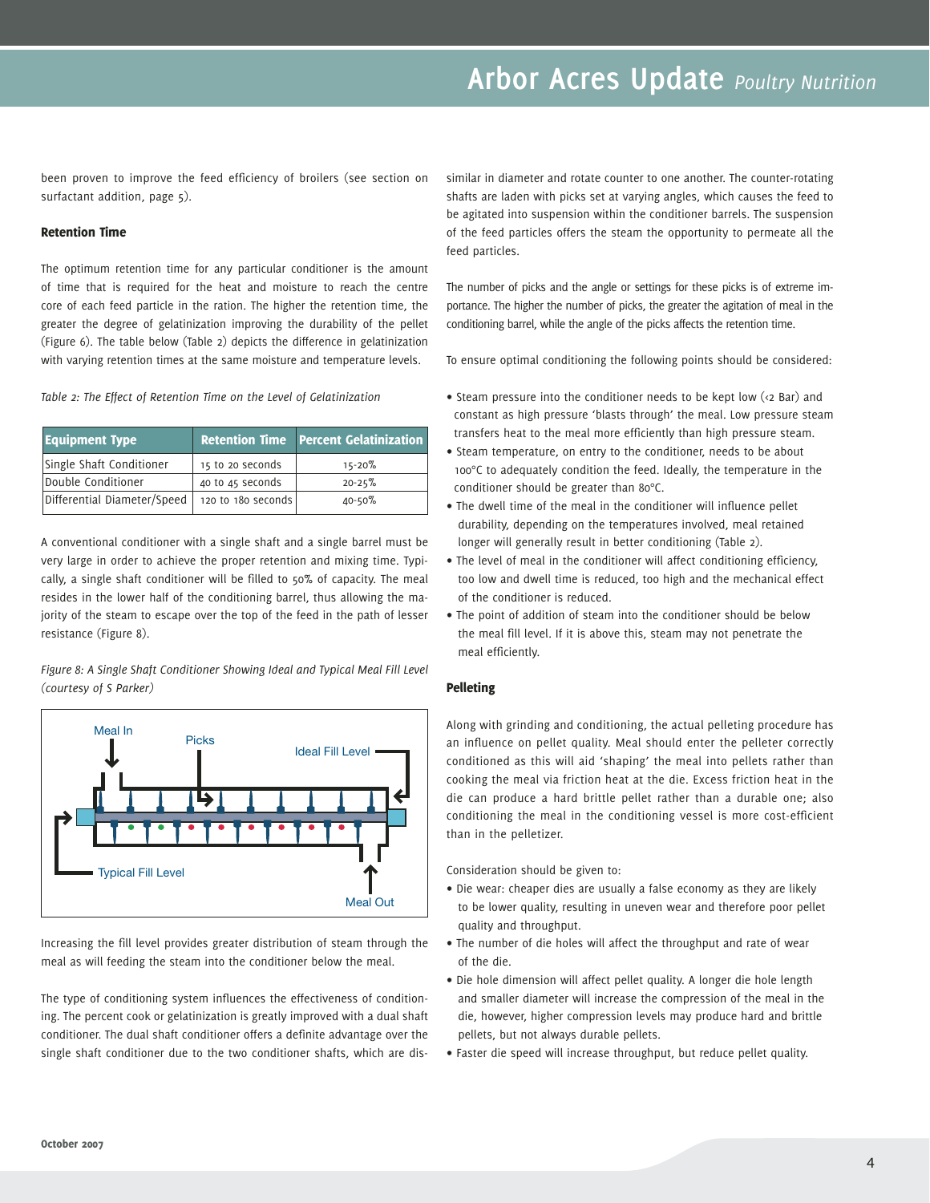been proven to improve the feed efficiency of broilers (see section on surfactant addition, page 5).

### Retention Time

The optimum retention time for any particular conditioner is the amount of time that is required for the heat and moisture to reach the centre core of each feed particle in the ration. The higher the retention time, the greater the degree of gelatinization improving the durability of the pellet (Figure 6). The table below (Table 2) depicts the difference in gelatinization with varying retention times at the same moisture and temperature levels.

*Table 2: The Effect of Retention Time on the Level of Gelatinization*

| Equipment Type | Retention Time | Percent Gelatinization |
|---|---|---|
| Single Shaft Conditioner | 15 to 20 seconds | 15-20% |
| Double Conditioner | 40 to 45 seconds | 20-25% |
| Differential Diameter/Speed | 120 to 180 seconds | 40-50% |

A conventional conditioner with a single shaft and a single barrel must be very large in order to achieve the proper retention and mixing time. Typically, a single shaft conditioner will be filled to 50% of capacity. The meal resides in the lower half of the conditioning barrel, thus allowing the majority of the steam to escape over the top of the feed in the path of lesser resistance (Figure 8).

*Figure 8: A Single Shaft Conditioner Showing Ideal and Typical Meal Fill Level (courtesy of S Parker)*

Meal In, Picks, Ideal Fill Level, Typical Fill Level, Meal Out

Increasing the fill level provides greater distribution of steam through the meal as will feeding the steam into the conditioner below the meal.

The type of conditioning system influences the effectiveness of conditioning. The percent cook or gelatinization is greatly improved with a dual shaft conditioner. The dual shaft conditioner offers a definite advantage over the single shaft conditioner due to the two conditioner shafts, which are dissimilar in diameter and rotate counter to one another. The counter-rotating shafts are laden with picks set at varying angles, which causes the feed to be agitated into suspension within the conditioner barrels. The suspension of the feed particles offers the steam the opportunity to permeate all the feed particles.

The number of picks and the angle or settings for these picks is of extreme importance. The higher the number of picks, the greater the agitation of meal in the conditioning barrel, while the angle of the picks affects the retention time.

To ensure optimal conditioning the following points should be considered:

- Steam pressure into the conditioner needs to be kept low (<2 Bar) and constant as high pressure 'blasts through' the meal. Low pressure steam transfers heat to the meal more efficiently than high pressure steam.
- Steam temperature, on entry to the conditioner, needs to be about 100°C to adequately condition the feed. Ideally, the temperature in the conditioner should be greater than 80°C.
- The dwell time of the meal in the conditioner will influence pellet durability, depending on the temperatures involved, meal retained longer will generally result in better conditioning (Table 2).
- The level of meal in the conditioner will affect conditioning efficiency, too low and dwell time is reduced, too high and the mechanical effect of the conditioner is reduced.
- The point of addition of steam into the conditioner should be below the meal fill level. If it is above this, steam may not penetrate the meal efficiently.

### Pelleting

Along with grinding and conditioning, the actual pelleting procedure has an influence on pellet quality. Meal should enter the pelleter correctly conditioned as this will aid 'shaping' the meal into pellets rather than cooking the meal via friction heat at the die. Excess friction heat in the die can produce a hard brittle pellet rather than a durable one; also conditioning the meal in the conditioning vessel is more cost-efficient than in the pelletizer.

Consideration should be given to:

- Die wear: cheaper dies are usually a false economy as they are likely to be lower quality, resulting in uneven wear and therefore poor pellet quality and throughput.
- The number of die holes will affect the throughput and rate of wear of the die.
- Die hole dimension will affect pellet quality. A longer die hole length and smaller diameter will increase the compression of the meal in the die, however, higher compression levels may produce hard and brittle pellets, but not always durable pellets.
- Faster die speed will increase throughput, but reduce pellet quality.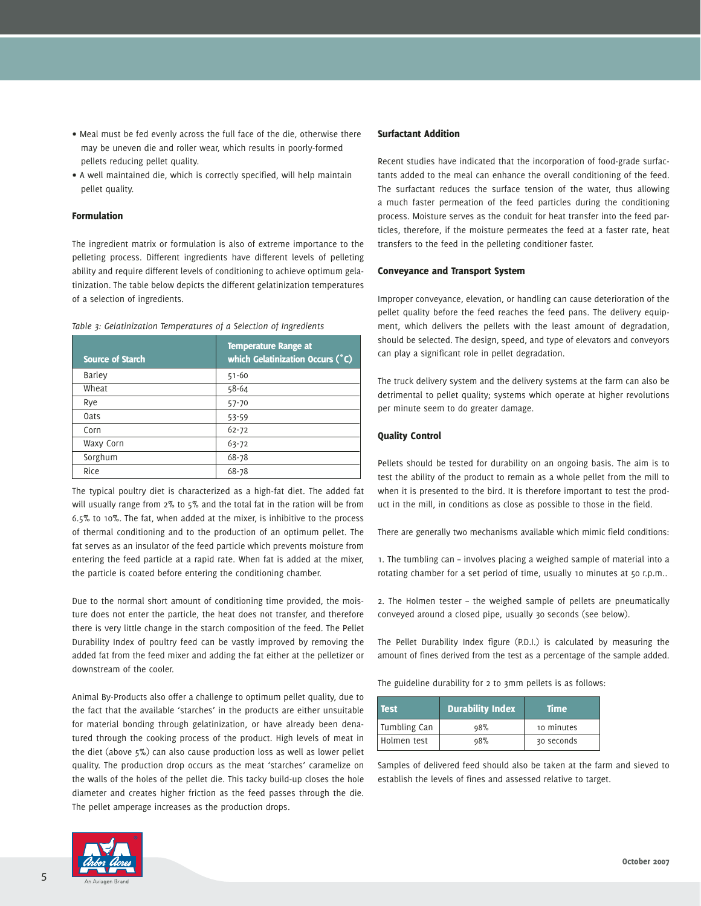- Meal must be fed evenly across the full face of the die, otherwise there may be uneven die and roller wear, which results in poorly-formed pellets reducing pellet quality.
- A well maintained die, which is correctly specified, will help maintain pellet quality.

### Formulation

The ingredient matrix or formulation is also of extreme importance to the pelleting process. Different ingredients have different levels of pelleting ability and require different levels of conditioning to achieve optimum gelatinization. The table below depicts the different gelatinization temperatures of a selection of ingredients.

*Table 3: Gelatinization Temperatures of a Selection of Ingredients*

| Source of Starch | Temperature Range at which Gelatinization Occurs (°C) |
|---|---|
| Barley | 51-60 |
| Wheat | 58-64 |
| Rye | 57-70 |
| Oats | 53-59 |
| Corn | 62-72 |
| Waxy Corn | 63-72 |
| Sorghum | 68-78 |
| Rice | 68-78 |

The typical poultry diet is characterized as a high-fat diet. The added fat will usually range from 2% to 5% and the total fat in the ration will be from 6.5% to 10%. The fat, when added at the mixer, is inhibitive to the process of thermal conditioning and to the production of an optimum pellet. The fat serves as an insulator of the feed particle which prevents moisture from entering the feed particle at a rapid rate. When fat is added at the mixer, the particle is coated before entering the conditioning chamber.

Due to the normal short amount of conditioning time provided, the moisture does not enter the particle, the heat does not transfer, and therefore there is very little change in the starch composition of the feed. The Pellet Durability Index of poultry feed can be vastly improved by removing the added fat from the feed mixer and adding the fat either at the pelletizer or downstream of the cooler.

Animal By-Products also offer a challenge to optimum pellet quality, due to the fact that the available 'starches' in the products are either unsuitable for material bonding through gelatinization, or have already been denatured through the cooking process of the product. High levels of meat in the diet (above 5%) can also cause production loss as well as lower pellet quality. The production drop occurs as the meat 'starches' caramelize on the walls of the holes of the pellet die. This tacky build-up closes the hole diameter and creates higher friction as the feed passes through the die. The pellet amperage increases as the production drops.

### Surfactant Addition

Recent studies have indicated that the incorporation of food-grade surfactants added to the meal can enhance the overall conditioning of the feed. The surfactant reduces the surface tension of the water, thus allowing a much faster permeation of the feed particles during the conditioning process. Moisture serves as the conduit for heat transfer into the feed particles, therefore, if the moisture permeates the feed at a faster rate, heat transfers to the feed in the pelleting conditioner faster.

### Conveyance and Transport System

Improper conveyance, elevation, or handling can cause deterioration of the pellet quality before the feed reaches the feed pans. The delivery equipment, which delivers the pellets with the least amount of degradation, should be selected. The design, speed, and type of elevators and conveyors can play a significant role in pellet degradation.

The truck delivery system and the delivery systems at the farm can also be detrimental to pellet quality; systems which operate at higher revolutions per minute seem to do greater damage.

### Quality Control

Pellets should be tested for durability on an ongoing basis. The aim is to test the ability of the product to remain as a whole pellet from the mill to when it is presented to the bird. It is therefore important to test the product in the mill, in conditions as close as possible to those in the field.

There are generally two mechanisms available which mimic field conditions:

1. The tumbling can – involves placing a weighed sample of material into a rotating chamber for a set period of time, usually 10 minutes at 50 r.p.m..

2. The Holmen tester – the weighed sample of pellets are pneumatically conveyed around a closed pipe, usually 30 seconds (see below).

The Pellet Durability Index figure (P.D.I.) is calculated by measuring the amount of fines derived from the test as a percentage of the sample added.

The guideline durability for 2 to 3mm pellets is as follows:

| Test | Durability Index | Time |
|---|---|---|
| Tumbling Can | 98% | 10 minutes |
| Holmen test | 98% | 30 seconds |

Samples of delivered feed should also be taken at the farm and sieved to establish the levels of fines and assessed relative to target.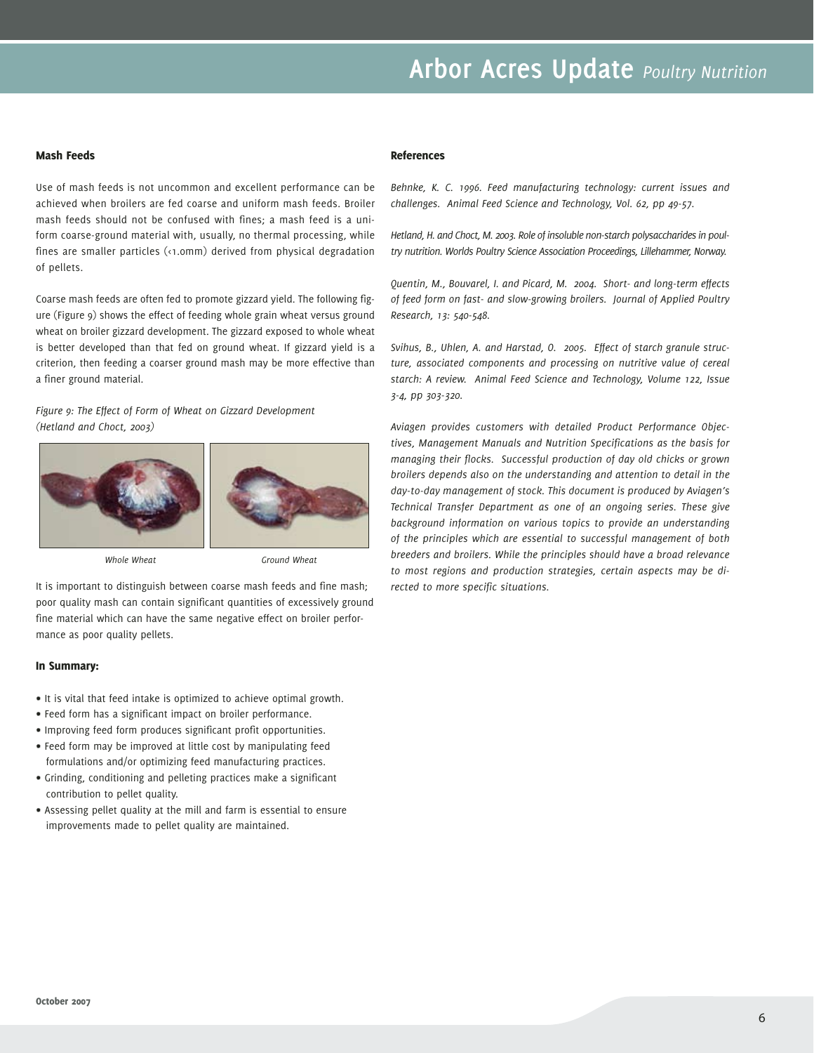## Mash Feeds

Use of mash feeds is not uncommon and excellent performance can be achieved when broilers are fed coarse and uniform mash feeds. Broiler mash feeds should not be confused with fines; a mash feed is a uniform coarse-ground material with, usually, no thermal processing, while fines are smaller particles (<1.0mm) derived from physical degradation of pellets.

Coarse mash feeds are often fed to promote gizzard yield. The following figure (Figure 9) shows the effect of feeding whole grain wheat versus ground wheat on broiler gizzard development. The gizzard exposed to whole wheat is better developed than that fed on ground wheat. If gizzard yield is a criterion, then feeding a coarser ground mash may be more effective than a finer ground material.

*Figure 9: The Effect of Form of Wheat on Gizzard Development (Hetland and Choct, 2003)*

*Whole Wheat* *Ground Wheat*

It is important to distinguish between coarse mash feeds and fine mash; poor quality mash can contain significant quantities of excessively ground fine material which can have the same negative effect on broiler performance as poor quality pellets.

### In Summary:

- It is vital that feed intake is optimized to achieve optimal growth.
- Feed form has a significant impact on broiler performance.
- Improving feed form produces significant profit opportunities.
- Feed form may be improved at little cost by manipulating feed formulations and/or optimizing feed manufacturing practices.
- Grinding, conditioning and pelleting practices make a significant contribution to pellet quality.
- Assessing pellet quality at the mill and farm is essential to ensure improvements made to pellet quality are maintained.

## References

*Behnke, K. C. 1996. Feed manufacturing technology: current issues and challenges. Animal Feed Science and Technology, Vol. 62, pp 49-57.*

*Hetland, H. and Choct, M. 2003. Role of insoluble non-starch polysaccharides in poultry nutrition. Worlds Poultry Science Association Proceedings, Lillehammer, Norway.*

*Quentin, M., Bouvarel, I. and Picard, M. 2004. Short- and long-term effects of feed form on fast- and slow-growing broilers. Journal of Applied Poultry Research, 13: 540-548.*

*Svihus, B., Uhlen, A. and Harstad, O. 2005. Effect of starch granule structure, associated components and processing on nutritive value of cereal starch: A review. Animal Feed Science and Technology, Volume 122, Issue 3-4, pp 303-320.*

*Aviagen provides customers with detailed Product Performance Objectives, Management Manuals and Nutrition Specifications as the basis for managing their flocks. Successful production of day old chicks or grown broilers depends also on the understanding and attention to detail in the day-to-day management of stock. This document is produced by Aviagen's Technical Transfer Department as one of an ongoing series. These give background information on various topics to provide an understanding of the principles which are essential to successful management of both breeders and broilers. While the principles should have a broad relevance to most regions and production strategies, certain aspects may be directed to more specific situations.*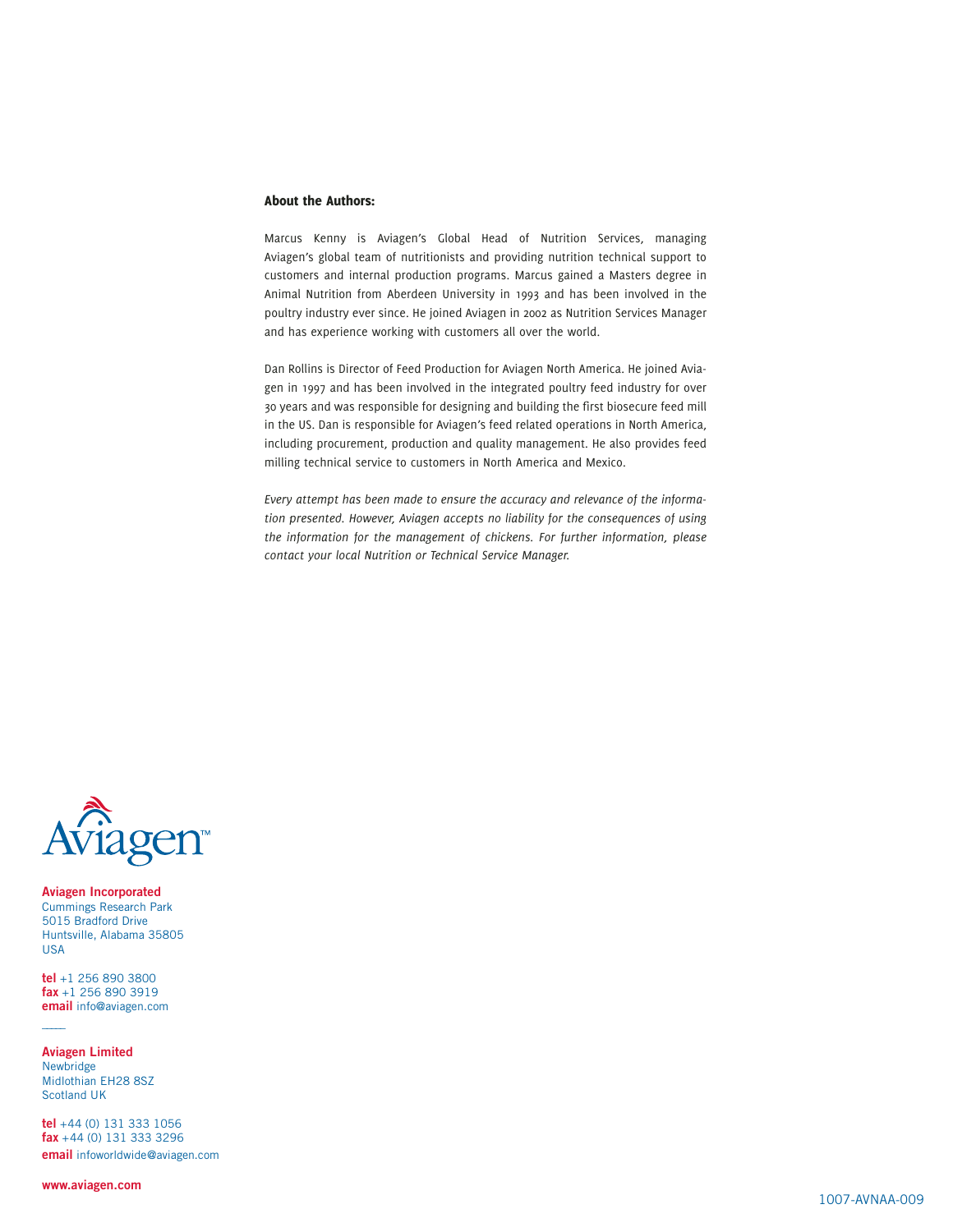**About the Authors:**

Marcus Kenny is Aviagen's Global Head of Nutrition Services, managing Aviagen's global team of nutritionists and providing nutrition technical support to customers and internal production programs. Marcus gained a Masters degree in Animal Nutrition from Aberdeen University in 1993 and has been involved in the poultry industry ever since. He joined Aviagen in 2002 as Nutrition Services Manager and has experience working with customers all over the world.

Dan Rollins is Director of Feed Production for Aviagen North America. He joined Aviagen in 1997 and has been involved in the integrated poultry feed industry for over 30 years and was responsible for designing and building the first biosecure feed mill in the US. Dan is responsible for Aviagen's feed related operations in North America, including procurement, production and quality management. He also provides feed milling technical service to customers in North America and Mexico.

*Every attempt has been made to ensure the accuracy and relevance of the information presented. However, Aviagen accepts no liability for the consequences of using the information for the management of chickens. For further information, please contact your local Nutrition or Technical Service Manager.*

Aviagen™

**Aviagen Incorporated**
Cummings Research Park
5015 Bradford Drive
Huntsville, Alabama 35805
USA

**tel** +1 256 890 3800
**fax** +1 256 890 3919
**email** info@aviagen.com

**Aviagen Limited**
Newbridge
Midlothian EH28 8SZ
Scotland UK

**tel** +44 (0) 131 333 1056
**fax** +44 (0) 131 333 3296
**email** infoworldwide@aviagen.com

**www.aviagen.com**

1007-AVNAA-009